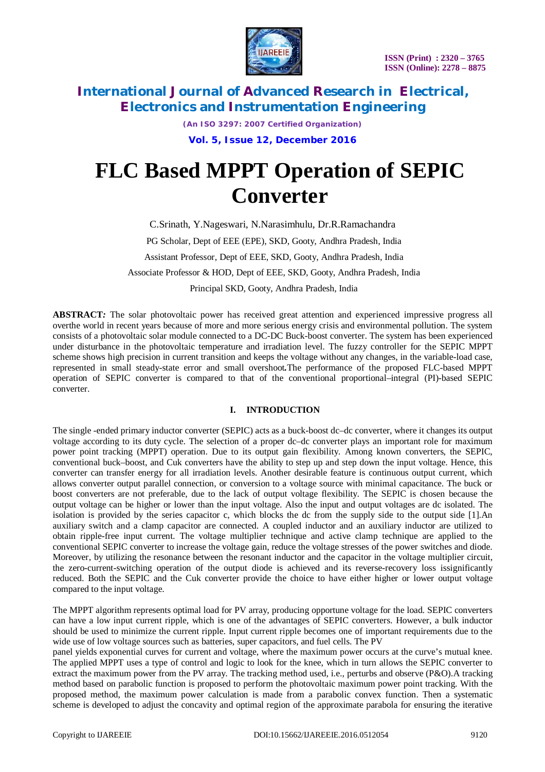# FLC Based MPPT Operation of SEPIC Converter

C.Srinath, Y.Nageswari, N.Narasimhulu, Dr.R.Ramachandra

PG Scholar, Dept of EEE (EPE), SKD, Gooty, Andhra Pradesh, India

Assistant Professor, Dept of EEE, SKD, Gooty, Andhra Pradesh, India

Associate Professor & HOD, Dept of EEE, SKD, Gooty, Andhra Pradesh, India

Principal SKD, Gooty, Andhra Pradesh, India

**ABSTRACT***:* The solar photovoltaic power has received great attention and experienced impressive progress all overthe world in recent years because of more and more serious energy crisis and environmental pollution. The system consists of a photovoltaic solar module connected to a DC-DC Buck-boost converter. The system has been experienced under disturbance in the photovoltaic temperature and irradiation level. The fuzzy controller for the SEPIC MPPT scheme shows high precision in current transition and keeps the voltage without any changes, in the variable-load case, represented in small steady-state error and small overshoot**.**The performance of the proposed FLC-based MPPT operation of SEPIC converter is compared to that of the conventional proportional–integral (PI)-based SEPIC converter.

## I. INTRODUCTION

The single -ended primary inductor converter (SEPIC) acts as a buck-boost dc–dc converter, where it changes its output voltage according to its duty cycle. The selection of a proper dc–dc converter plays an important role for maximum power point tracking (MPPT) operation. Due to its output gain flexibility. Among known converters, the SEPIC, conventional buck–boost, and Cuk converters have the ability to step up and step down the input voltage. Hence, this converter can transfer energy for all irradiation levels. Another desirable feature is continuous output current, which allows converter output parallel connection, or conversion to a voltage source with minimal capacitance. The buck or boost converters are not preferable, due to the lack of output voltage flexibility. The SEPIC is chosen because the output voltage can be higher or lower than the input voltage. Also the input and output voltages are dc isolated. The isolation is provided by the series capacitor c, which blocks the dc from the supply side to the output side [1].An auxiliary switch and a clamp capacitor are connected. A coupled inductor and an auxiliary inductor are utilized to obtain ripple-free input current. The voltage multiplier technique and active clamp technique are applied to the conventional SEPIC converter to increase the voltage gain, reduce the voltage stresses of the power switches and diode. Moreover, by utilizing the resonance between the resonant inductor and the capacitor in the voltage multiplier circuit, the zero-current-switching operation of the output diode is achieved and its reverse-recovery loss issignificantly reduced. Both the SEPIC and the Cuk converter provide the choice to have either higher or lower output voltage compared to the input voltage.

The MPPT algorithm represents optimal load for PV array, producing opportune voltage for the load. SEPIC converters can have a low input current ripple, which is one of the advantages of SEPIC converters. However, a bulk inductor should be used to minimize the current ripple. Input current ripple becomes one of important requirements due to the wide use of low voltage sources such as batteries, super capacitors, and fuel cells. The PV panel yields exponential curves for current and voltage, where the maximum power occurs at the curve's mutual knee. The applied MPPT uses a type of control and logic to look for the knee, which in turn allows the SEPIC converter to extract the maximum power from the PV array. The tracking method used, i.e., perturbs and observe (P&O).A tracking method based on parabolic function is proposed to perform the photovoltaic maximum power point tracking. With the proposed method, the maximum power calculation is made from a parabolic convex function. Then a systematic scheme is developed to adjust the concavity and optimal region of the approximate parabola for ensuring the iterative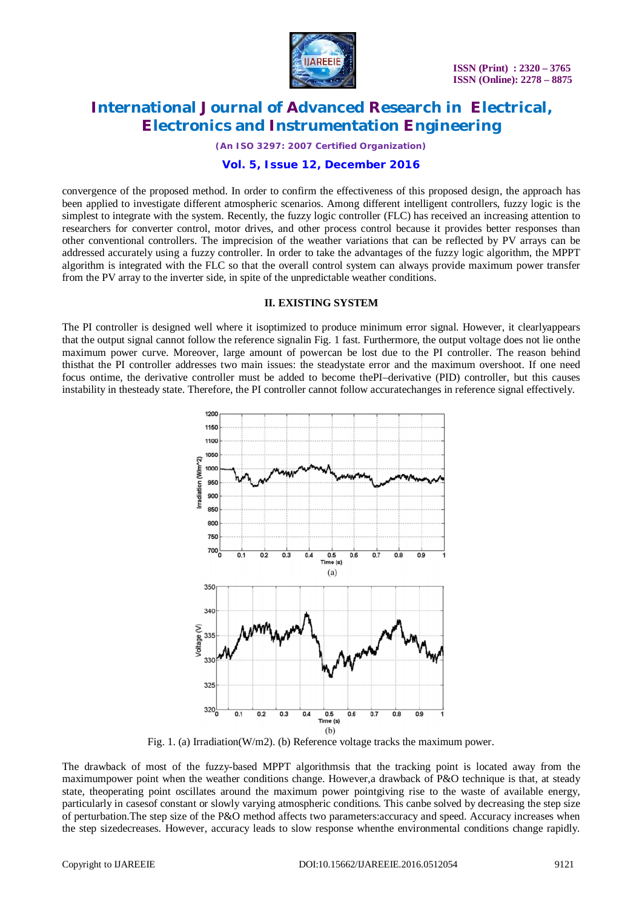convergence of the proposed method. In order to confirm the effectiveness of this proposed design, the approach has been applied to investigate different atmospheric scenarios. Among different intelligent controllers, fuzzy logic is the simplest to integrate with the system. Recently, the fuzzy logic controller (FLC) has received an increasing attention to researchers for converter control, motor drives, and other process control because it provides better responses than other conventional controllers. The imprecision of the weather variations that can be reflected by PV arrays can be addressed accurately using a fuzzy controller. In order to take the advantages of the fuzzy logic algorithm, the MPPT algorithm is integrated with the FLC so that the overall control system can always provide maximum power transfer from the PV array to the inverter side, in spite of the unpredictable weather conditions.

## II. EXISTING SYSTEM

The PI controller is designed well where it isoptimized to produce minimum error signal. However, it clearlyappears that the output signal cannot follow the reference signalin Fig. 1 fast. Furthermore, the output voltage does not lie onthe maximum power curve. Moreover, large amount of powercan be lost due to the PI controller. The reason behind thisthat the PI controller addresses two main issues: the steadystate error and the maximum overshoot. If one need focus ontime, the derivative controller must be added to become thePI–derivative (PID) controller, but this causes instability in thesteady state. Therefore, the PI controller cannot follow accuratechanges in reference signal effectively.

1200
1150
1100
1050
1000
950
900
850
800
750
700
Irradiation (W/m^2)
0 0.1 0.2 0.3 0.4 0.5 0.6 0.7 0.8 0.9 1
Time (s)
(a)

350
340
335
330
325
320
Voltage (V)
0 0.1 0.2 0.3 0.4 0.5 0.6 0.7 0.8 0.9 1
Time (s)
(b)

Fig. 1. (a) Irradiation(W/m2). (b) Reference voltage tracks the maximum power.

The drawback of most of the fuzzy-based MPPT algorithmsis that the tracking point is located away from the maximumpower point when the weather conditions change. However,a drawback of P&O technique is that, at steady state, theoperating point oscillates around the maximum power pointgiving rise to the waste of available energy, particularly in casesof constant or slowly varying atmospheric conditions. This canbe solved by decreasing the step size of perturbation.The step size of the P&O method affects two parameters:accuracy and speed. Accuracy increases when the step sizedecreases. However, accuracy leads to slow response whenthe environmental conditions change rapidly.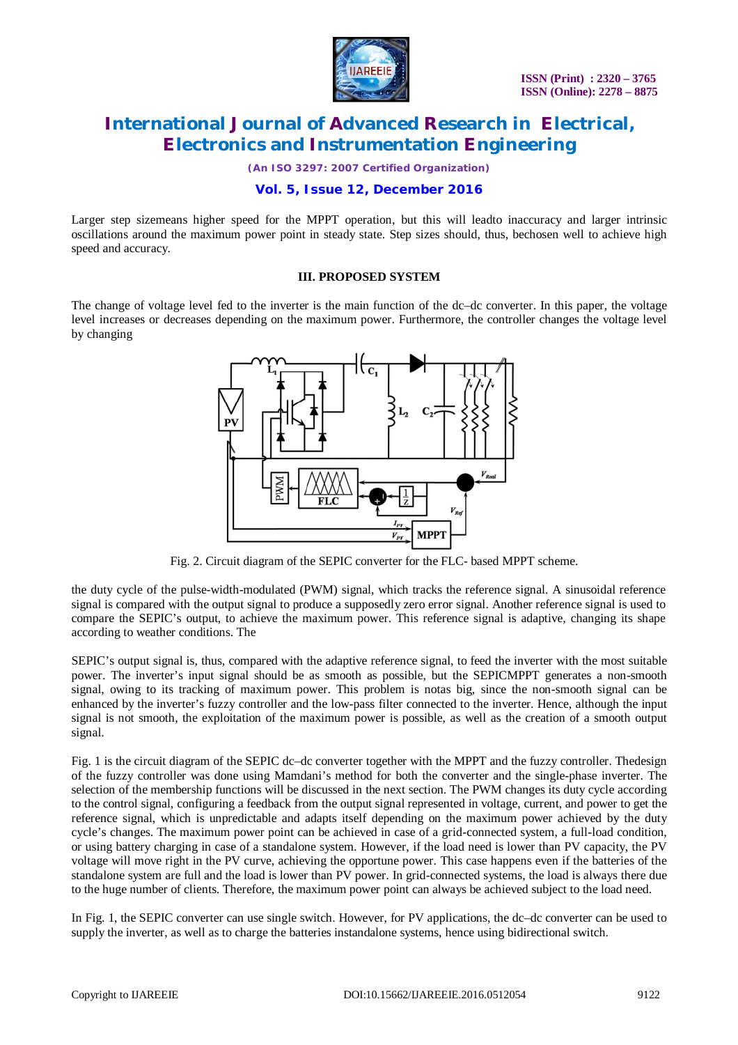Larger step sizemeans higher speed for the MPPT operation, but this will leadto inaccuracy and larger intrinsic oscillations around the maximum power point in steady state. Step sizes should, thus, bechosen well to achieve high speed and accuracy.

### III. PROPOSED SYSTEM

The change of voltage level fed to the inverter is the main function of the dc–dc converter. In this paper, the voltage level increases or decreases depending on the maximum power. Furthermore, the controller changes the voltage level by changing

Fig. 2. Circuit diagram of the SEPIC converter for the FLC- based MPPT scheme.

the duty cycle of the pulse-width-modulated (PWM) signal, which tracks the reference signal. A sinusoidal reference signal is compared with the output signal to produce a supposedly zero error signal. Another reference signal is used to compare the SEPIC's output, to achieve the maximum power. This reference signal is adaptive, changing its shape according to weather conditions. The

SEPIC's output signal is, thus, compared with the adaptive reference signal, to feed the inverter with the most suitable power. The inverter's input signal should be as smooth as possible, but the SEPICMPPT generates a non-smooth signal, owing to its tracking of maximum power. This problem is notas big, since the non-smooth signal can be enhanced by the inverter's fuzzy controller and the low-pass filter connected to the inverter. Hence, although the input signal is not smooth, the exploitation of the maximum power is possible, as well as the creation of a smooth output signal.

Fig. 1 is the circuit diagram of the SEPIC dc–dc converter together with the MPPT and the fuzzy controller. Thedesign of the fuzzy controller was done using Mamdani's method for both the converter and the single-phase inverter. The selection of the membership functions will be discussed in the next section. The PWM changes its duty cycle according to the control signal, configuring a feedback from the output signal represented in voltage, current, and power to get the reference signal, which is unpredictable and adapts itself depending on the maximum power achieved by the duty cycle's changes. The maximum power point can be achieved in case of a grid-connected system, a full-load condition, or using battery charging in case of a standalone system. However, if the load need is lower than PV capacity, the PV voltage will move right in the PV curve, achieving the opportune power. This case happens even if the batteries of the standalone system are full and the load is lower than PV power. In grid-connected systems, the load is always there due to the huge number of clients. Therefore, the maximum power point can always be achieved subject to the load need.

In Fig. 1, the SEPIC converter can use single switch. However, for PV applications, the dc–dc converter can be used to supply the inverter, as well as to charge the batteries instandalone systems, hence using bidirectional switch.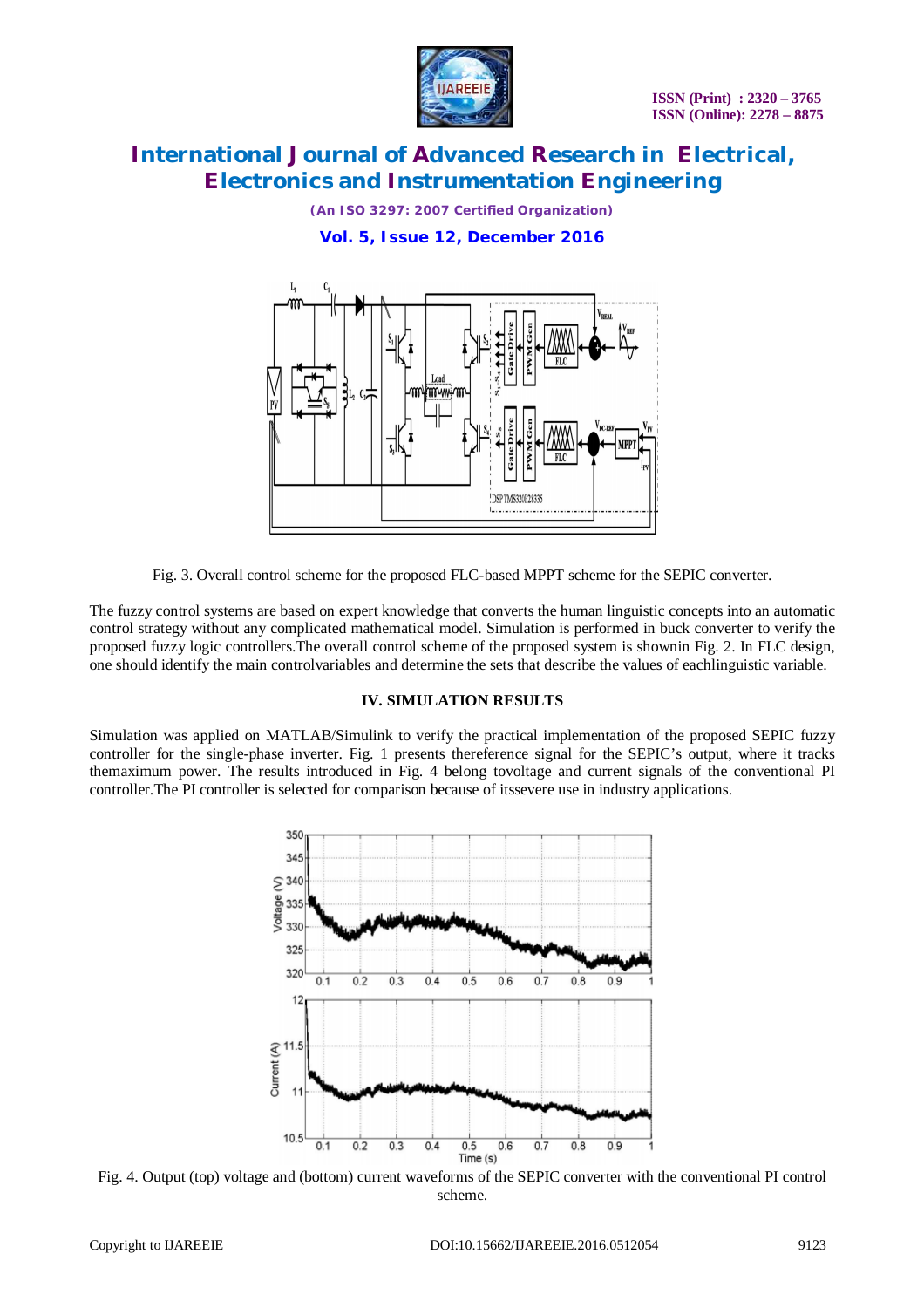Fig. 3. Overall control scheme for the proposed FLC-based MPPT scheme for the SEPIC converter.

The fuzzy control systems are based on expert knowledge that converts the human linguistic concepts into an automatic control strategy without any complicated mathematical model. Simulation is performed in buck converter to verify the proposed fuzzy logic controllers.The overall control scheme of the proposed system is shownin Fig. 2. In FLC design, one should identify the main controlvariables and determine the sets that describe the values of eachlinguistic variable.

## IV. SIMULATION RESULTS

Simulation was applied on MATLAB/Simulink to verify the practical implementation of the proposed SEPIC fuzzy controller for the single-phase inverter. Fig. 1 presents thereference signal for the SEPIC's output, where it tracks themaximum power. The results introduced in Fig. 4 belong tovoltage and current signals of the conventional PI controller.The PI controller is selected for comparison because of itssevere use in industry applications.

Fig. 4. Output (top) voltage and (bottom) current waveforms of the SEPIC converter with the conventional PI control scheme.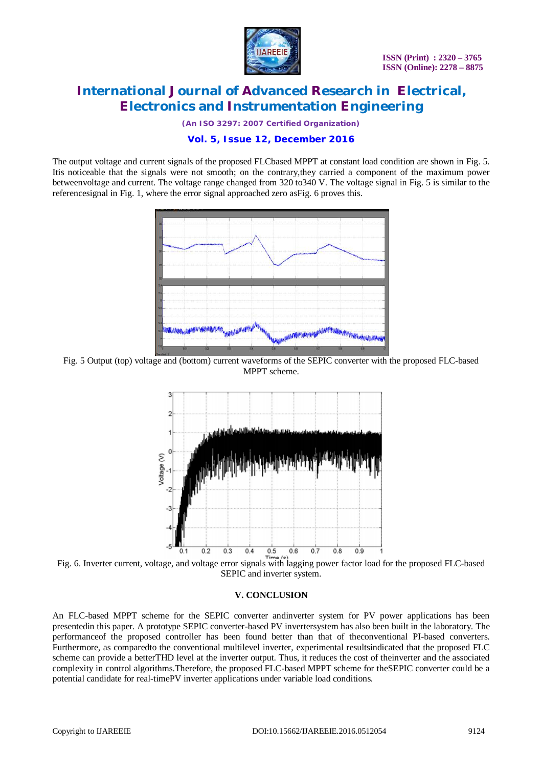The output voltage and current signals of the proposed FLCbased MPPT at constant load condition are shown in Fig. 5. Itis noticeable that the signals were not smooth; on the contrary,they carried a component of the maximum power betweenvoltage and current. The voltage range changed from 320 to340 V. The voltage signal in Fig. 5 is similar to the referencesignal in Fig. 1, where the error signal approached zero asFig. 6 proves this.

Fig. 5 Output (top) voltage and (bottom) current waveforms of the SEPIC converter with the proposed FLC-based MPPT scheme.

Voltage (V)

3
2
1
0
-1
-2
-3
-4
-5

0.1
0.2
0.3
0.4
0.5
0.6
0.7
0.8
0.9
1

Time (s)

Fig. 6. Inverter current, voltage, and voltage error signals with lagging power factor load for the proposed FLC-based SEPIC and inverter system.

## V. CONCLUSION

An FLC-based MPPT scheme for the SEPIC converter andinverter system for PV power applications has been presentedin this paper. A prototype SEPIC converter-based PV invertersystem has also been built in the laboratory. The performanceof the proposed controller has been found better than that of theconventional PI-based converters. Furthermore, as comparedto the conventional multilevel inverter, experimental resultsindicated that the proposed FLC scheme can provide a betterTHD level at the inverter output. Thus, it reduces the cost of theinverter and the associated complexity in control algorithms.Therefore, the proposed FLC-based MPPT scheme for theSEPIC converter could be a potential candidate for real-timePV inverter applications under variable load conditions.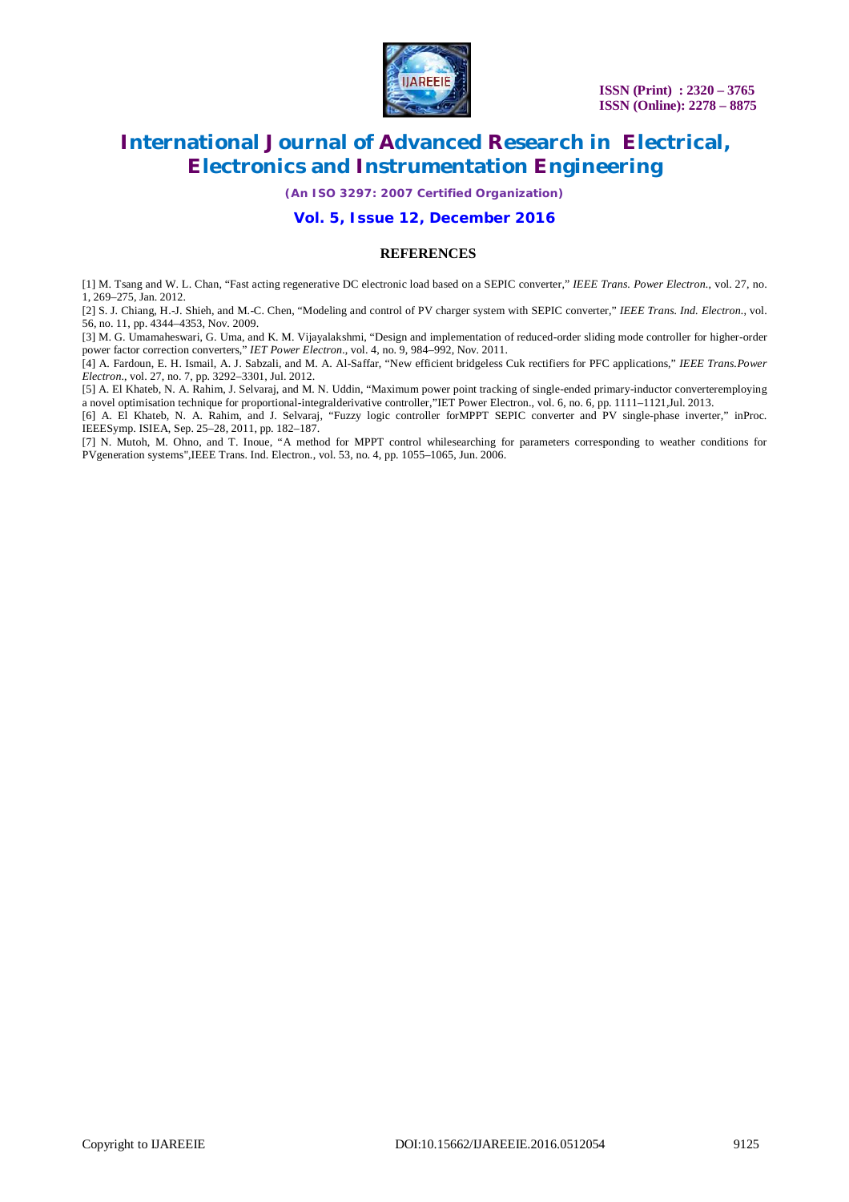## REFERENCES

[1] M. Tsang and W. L. Chan, "Fast acting regenerative DC electronic load based on a SEPIC converter," *IEEE Trans. Power Electron.*, vol. 27, no. 1, 269–275, Jan. 2012.

[2] S. J. Chiang, H.-J. Shieh, and M.-C. Chen, "Modeling and control of PV charger system with SEPIC converter," *IEEE Trans. Ind. Electron.*, vol. 56, no. 11, pp. 4344–4353, Nov. 2009.

[3] M. G. Umamaheswari, G. Uma, and K. M. Vijayalakshmi, "Design and implementation of reduced-order sliding mode controller for higher-order power factor correction converters," *IET Power Electron*., vol. 4, no. 9, 984–992, Nov. 2011.

[4] A. Fardoun, E. H. Ismail, A. J. Sabzali, and M. A. Al-Saffar, "New efficient bridgeless Cuk rectifiers for PFC applications," *IEEE Trans.Power Electron*., vol. 27, no. 7, pp. 3292–3301, Jul. 2012.

[5] A. El Khateb, N. A. Rahim, J. Selvaraj, and M. N. Uddin, "Maximum power point tracking of single-ended primary-inductor converteremploying a novel optimisation technique for proportional-integralderivative controller,"IET Power Electron., vol. 6, no. 6, pp. 1111–1121,Jul. 2013.

[6] A. El Khateb, N. A. Rahim, and J. Selvaraj, "Fuzzy logic controller forMPPT SEPIC converter and PV single-phase inverter," inProc. IEEESymp. ISIEA, Sep. 25–28, 2011, pp. 182–187.

[7] N. Mutoh, M. Ohno, and T. Inoue, "A method for MPPT control whilesearching for parameters corresponding to weather conditions for PVgeneration systems",IEEE Trans. Ind. Electron., vol. 53, no. 4, pp. 1055–1065, Jun. 2006.